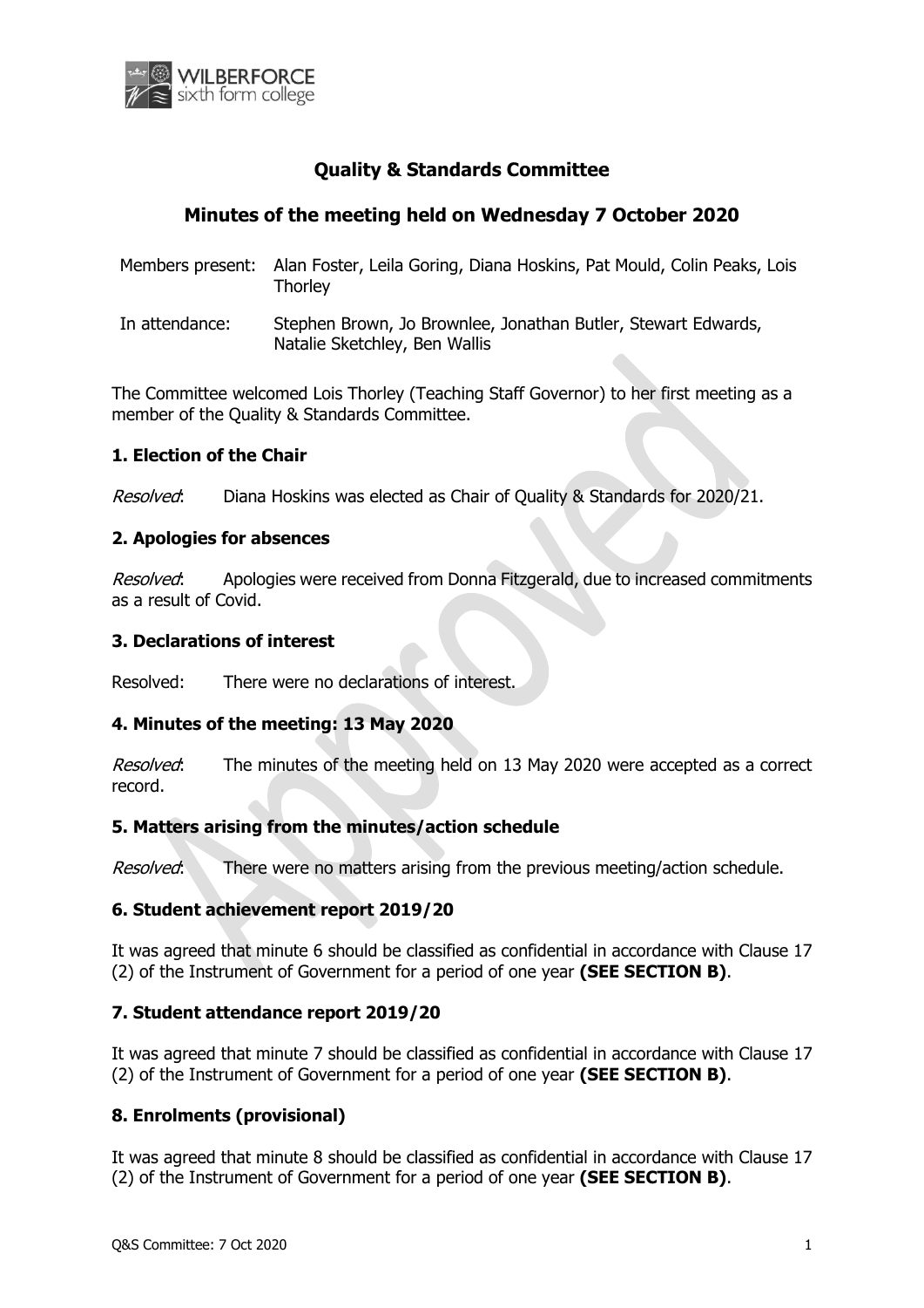# Quality & Standards Committee

## Minutes of the meeting held on Wednesday 7 October 2020

| | |
|---|---|
| Members present: | Alan Foster, Leila Goring, Diana Hoskins, Pat Mould, Colin Peaks, Lois Thorley |
| In attendance: | Stephen Brown, Jo Brownlee, Jonathan Butler, Stewart Edwards, Natalie Sketchley, Ben Wallis |

The Committee welcomed Lois Thorley (Teaching Staff Governor) to her first meeting as a member of the Quality & Standards Committee.

### 1. Election of the Chair

*Resolved*: Diana Hoskins was elected as Chair of Quality & Standards for 2020/21.

### 2. Apologies for absences

*Resolved*: Apologies were received from Donna Fitzgerald, due to increased commitments as a result of Covid.

### 3. Declarations of interest

Resolved: There were no declarations of interest.

### 4. Minutes of the meeting: 13 May 2020

*Resolved*: The minutes of the meeting held on 13 May 2020 were accepted as a correct record.

### 5. Matters arising from the minutes/action schedule

*Resolved*: There were no matters arising from the previous meeting/action schedule.

### 6. Student achievement report 2019/20

It was agreed that minute 6 should be classified as confidential in accordance with Clause 17 (2) of the Instrument of Government for a period of one year **(SEE SECTION B)**.

### 7. Student attendance report 2019/20

It was agreed that minute 7 should be classified as confidential in accordance with Clause 17 (2) of the Instrument of Government for a period of one year **(SEE SECTION B)**.

### 8. Enrolments (provisional)

It was agreed that minute 8 should be classified as confidential in accordance with Clause 17 (2) of the Instrument of Government for a period of one year **(SEE SECTION B)**.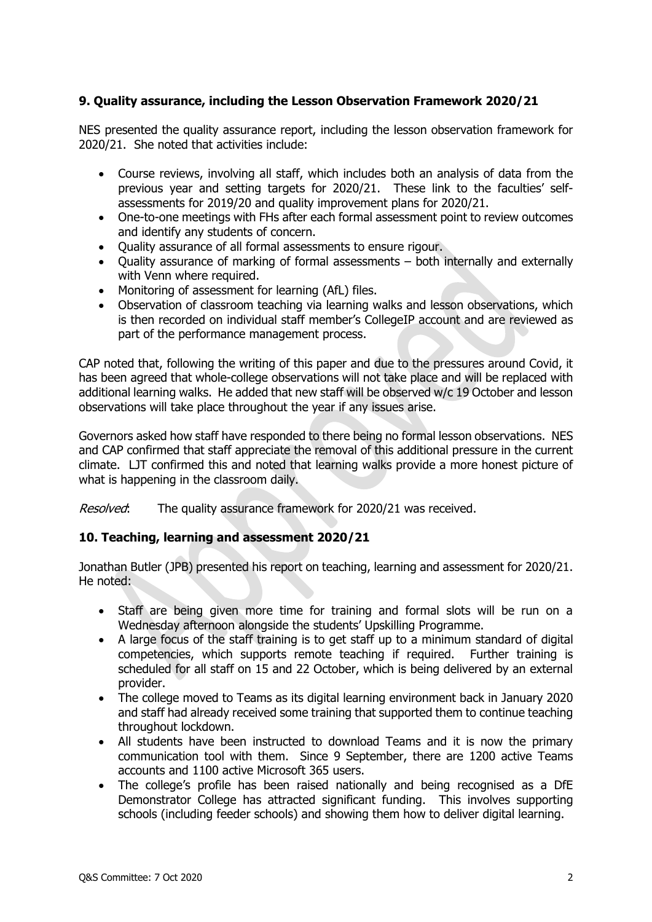### 9. Quality assurance, including the Lesson Observation Framework 2020/21

NES presented the quality assurance report, including the lesson observation framework for 2020/21. She noted that activities include:

- Course reviews, involving all staff, which includes both an analysis of data from the previous year and setting targets for 2020/21. These link to the faculties' self-assessments for 2019/20 and quality improvement plans for 2020/21.
- One-to-one meetings with FHs after each formal assessment point to review outcomes and identify any students of concern.
- Quality assurance of all formal assessments to ensure rigour.
- Quality assurance of marking of formal assessments – both internally and externally with Venn where required.
- Monitoring of assessment for learning (AfL) files.
- Observation of classroom teaching via learning walks and lesson observations, which is then recorded on individual staff member's CollegeIP account and are reviewed as part of the performance management process.

CAP noted that, following the writing of this paper and due to the pressures around Covid, it has been agreed that whole-college observations will not take place and will be replaced with additional learning walks. He added that new staff will be observed w/c 19 October and lesson observations will take place throughout the year if any issues arise.

Governors asked how staff have responded to there being no formal lesson observations. NES and CAP confirmed that staff appreciate the removal of this additional pressure in the current climate. LJT confirmed this and noted that learning walks provide a more honest picture of what is happening in the classroom daily.

*Resolved*: The quality assurance framework for 2020/21 was received.

### 10. Teaching, learning and assessment 2020/21

Jonathan Butler (JPB) presented his report on teaching, learning and assessment for 2020/21. He noted:

- Staff are being given more time for training and formal slots will be run on a Wednesday afternoon alongside the students' Upskilling Programme.
- A large focus of the staff training is to get staff up to a minimum standard of digital competencies, which supports remote teaching if required. Further training is scheduled for all staff on 15 and 22 October, which is being delivered by an external provider.
- The college moved to Teams as its digital learning environment back in January 2020 and staff had already received some training that supported them to continue teaching throughout lockdown.
- All students have been instructed to download Teams and it is now the primary communication tool with them. Since 9 September, there are 1200 active Teams accounts and 1100 active Microsoft 365 users.
- The college's profile has been raised nationally and being recognised as a DfE Demonstrator College has attracted significant funding. This involves supporting schools (including feeder schools) and showing them how to deliver digital learning.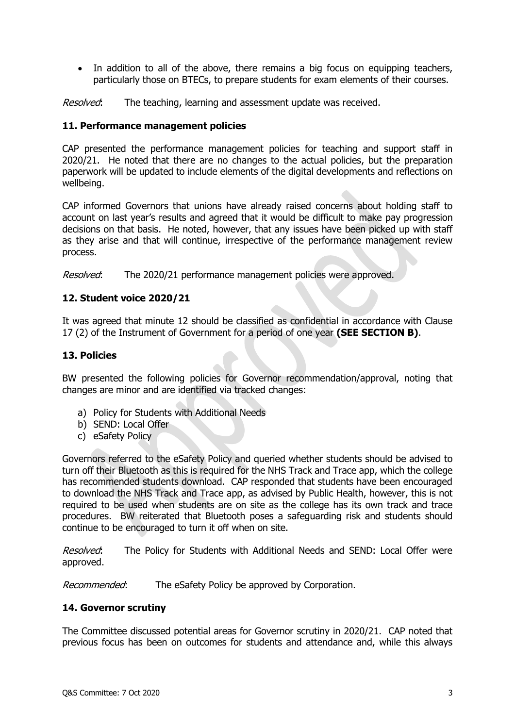- In addition to all of the above, there remains a big focus on equipping teachers, particularly those on BTECs, to prepare students for exam elements of their courses.

*Resolved*: The teaching, learning and assessment update was received.

### 11. Performance management policies

CAP presented the performance management policies for teaching and support staff in 2020/21. He noted that there are no changes to the actual policies, but the preparation paperwork will be updated to include elements of the digital developments and reflections on wellbeing.

CAP informed Governors that unions have already raised concerns about holding staff to account on last year's results and agreed that it would be difficult to make pay progression decisions on that basis. He noted, however, that any issues have been picked up with staff as they arise and that will continue, irrespective of the performance management review process.

*Resolved*: The 2020/21 performance management policies were approved.

### 12. Student voice 2020/21

It was agreed that minute 12 should be classified as confidential in accordance with Clause 17 (2) of the Instrument of Government for a period of one year **(SEE SECTION B)**.

### 13. Policies

BW presented the following policies for Governor recommendation/approval, noting that changes are minor and are identified via tracked changes:

a) Policy for Students with Additional Needs
b) SEND: Local Offer
c) eSafety Policy

Governors referred to the eSafety Policy and queried whether students should be advised to turn off their Bluetooth as this is required for the NHS Track and Trace app, which the college has recommended students download. CAP responded that students have been encouraged to download the NHS Track and Trace app, as advised by Public Health, however, this is not required to be used when students are on site as the college has its own track and trace procedures. BW reiterated that Bluetooth poses a safeguarding risk and students should continue to be encouraged to turn it off when on site.

*Resolved*: The Policy for Students with Additional Needs and SEND: Local Offer were approved.

*Recommended*: The eSafety Policy be approved by Corporation.

### 14. Governor scrutiny

The Committee discussed potential areas for Governor scrutiny in 2020/21. CAP noted that previous focus has been on outcomes for students and attendance and, while this always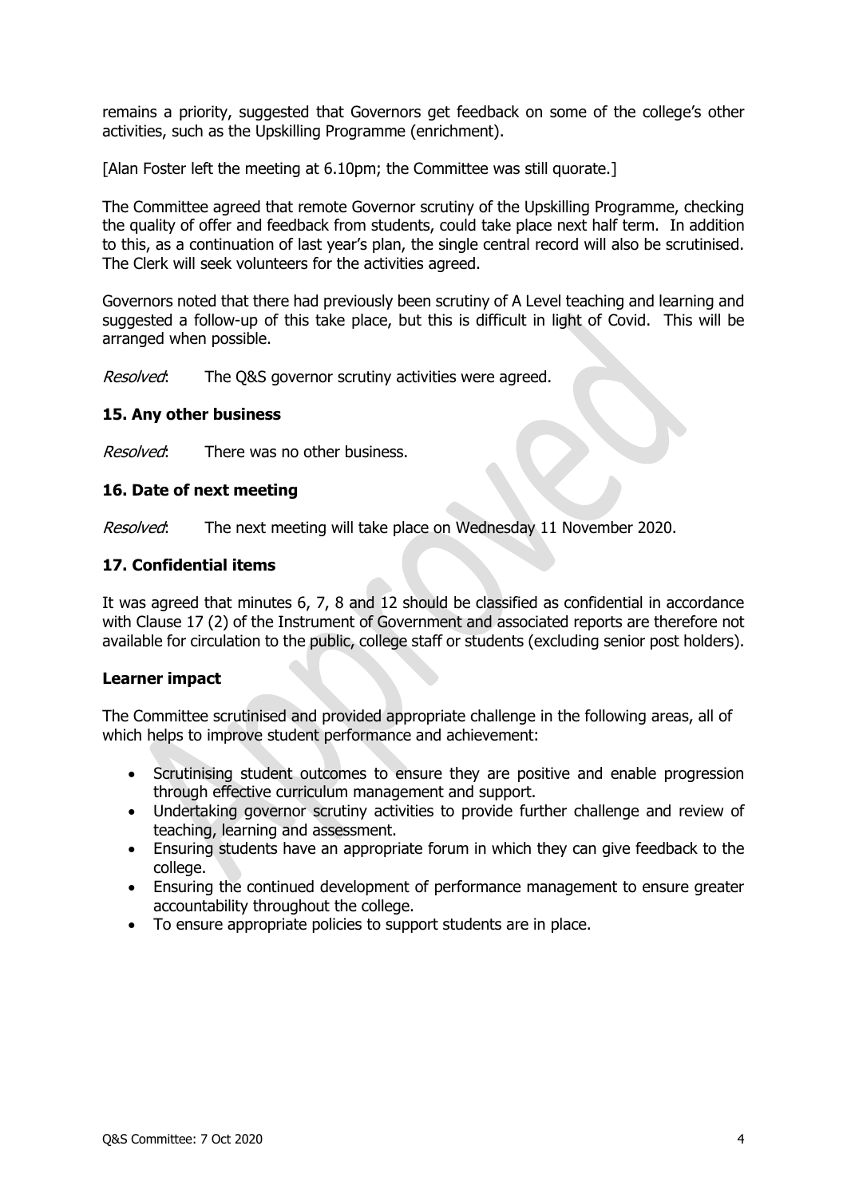remains a priority, suggested that Governors get feedback on some of the college's other activities, such as the Upskilling Programme (enrichment).

[Alan Foster left the meeting at 6.10pm; the Committee was still quorate.]

The Committee agreed that remote Governor scrutiny of the Upskilling Programme, checking the quality of offer and feedback from students, could take place next half term. In addition to this, as a continuation of last year's plan, the single central record will also be scrutinised. The Clerk will seek volunteers for the activities agreed.

Governors noted that there had previously been scrutiny of A Level teaching and learning and suggested a follow-up of this take place, but this is difficult in light of Covid. This will be arranged when possible.

*Resolved*: The Q&S governor scrutiny activities were agreed.

### 15. Any other business

*Resolved*: There was no other business.

### 16. Date of next meeting

*Resolved*: The next meeting will take place on Wednesday 11 November 2020.

### 17. Confidential items

It was agreed that minutes 6, 7, 8 and 12 should be classified as confidential in accordance with Clause 17 (2) of the Instrument of Government and associated reports are therefore not available for circulation to the public, college staff or students (excluding senior post holders).

### Learner impact

The Committee scrutinised and provided appropriate challenge in the following areas, all of which helps to improve student performance and achievement:

- Scrutinising student outcomes to ensure they are positive and enable progression through effective curriculum management and support.
- Undertaking governor scrutiny activities to provide further challenge and review of teaching, learning and assessment.
- Ensuring students have an appropriate forum in which they can give feedback to the college.
- Ensuring the continued development of performance management to ensure greater accountability throughout the college.
- To ensure appropriate policies to support students are in place.